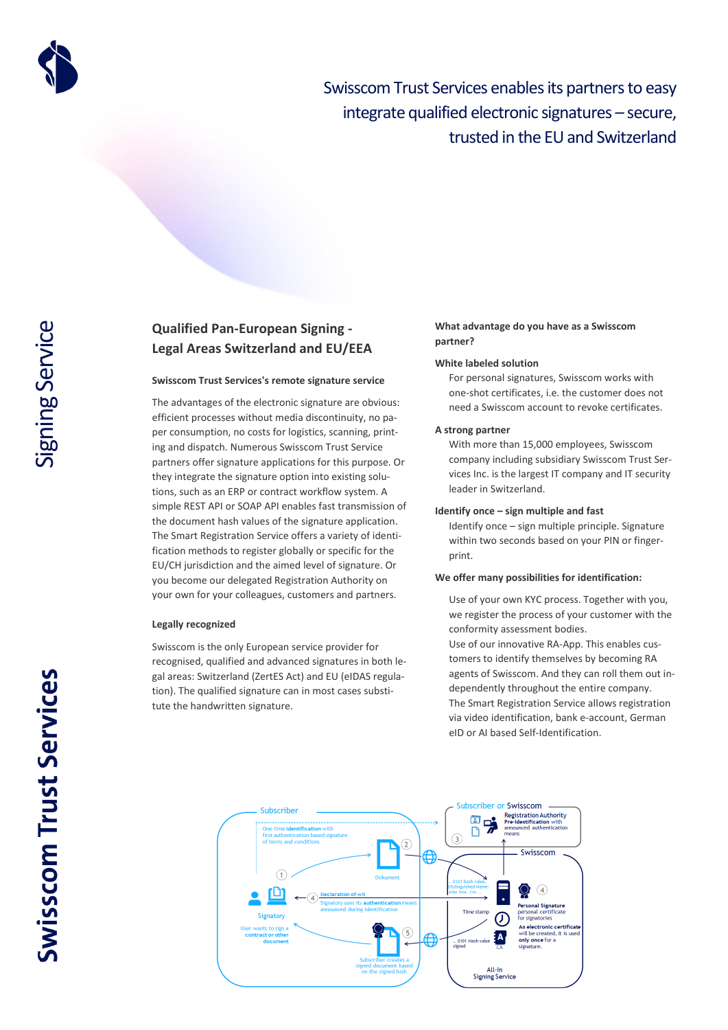# Swisscom Trust Services enables its partners to easy integrate qualified electronic signatures – secure, trusted in the EU and Switzerland

Signing Service

Swisscom Trust Services

## Qualified Pan-European Signing - Legal Areas Switzerland and EU/EEA

### Swisscom Trust Services's remote signature service

The advantages of the electronic signature are obvious: efficient processes without media discontinuity, no paper consumption, no costs for logistics, scanning, printing and dispatch. Numerous Swisscom Trust Service partners offer signature applications for this purpose. Or they integrate the signature option into existing solutions, such as an ERP or contract workflow system. A simple REST API or SOAP API enables fast transmission of the document hash values of the signature application. The Smart Registration Service offers a variety of identification methods to register globally or specific for the EU/CH jurisdiction and the aimed level of signature. Or you become our delegated Registration Authority on your own for your colleagues, customers and partners.

### Legally recognized

Swisscom is the only European service provider for recognised, qualified and advanced signatures in both legal areas: Switzerland (ZertES Act) and EU (eIDAS regulation). The qualified signature can in most cases substitute the handwritten signature.

### What advantage do you have as a Swisscom partner?

**White labeled solution**

For personal signatures, Swisscom works with one-shot certificates, i.e. the customer does not need a Swisscom account to revoke certificates.

**A strong partner**

With more than 15,000 employees, Swisscom company including subsidiary Swisscom Trust Services Inc. is the largest IT company and IT security leader in Switzerland.

**Identify once – sign multiple and fast**

Identify once – sign multiple principle. Signature within two seconds based on your PIN or fingerprint.

**We offer many possibilities for identification:**

Use of your own KYC process. Together with you, we register the process of your customer with the conformity assessment bodies.

Use of our innovative RA-App. This enables customers to identify themselves by becoming RA agents of Swisscom. And they can roll them out independently throughout the entire company.

The Smart Registration Service allows registration via video identification, bank e-account, German eID or AI based Self-Identification.

Subscriber

One-time identification with first authentication based signature of terms and conditions

Subscriber or Swisscom

Registration Authority Pre-Identification with announced authentication means

Swisscom

Dokument

Signatory

User wants to sign a contract or other document

Declaration of will: Signatory uses its authentication means announced during identification

0101 hash value, Distinguished Name: John Doe, CH,...

Time stamp

Personal Signature personal certificate for signatories

An electronic certificate will be created. It is used only once for a signature.

0101 Hash value signed

CA

Subscriber creates a signed document based on the signed hash

All-In Signing Service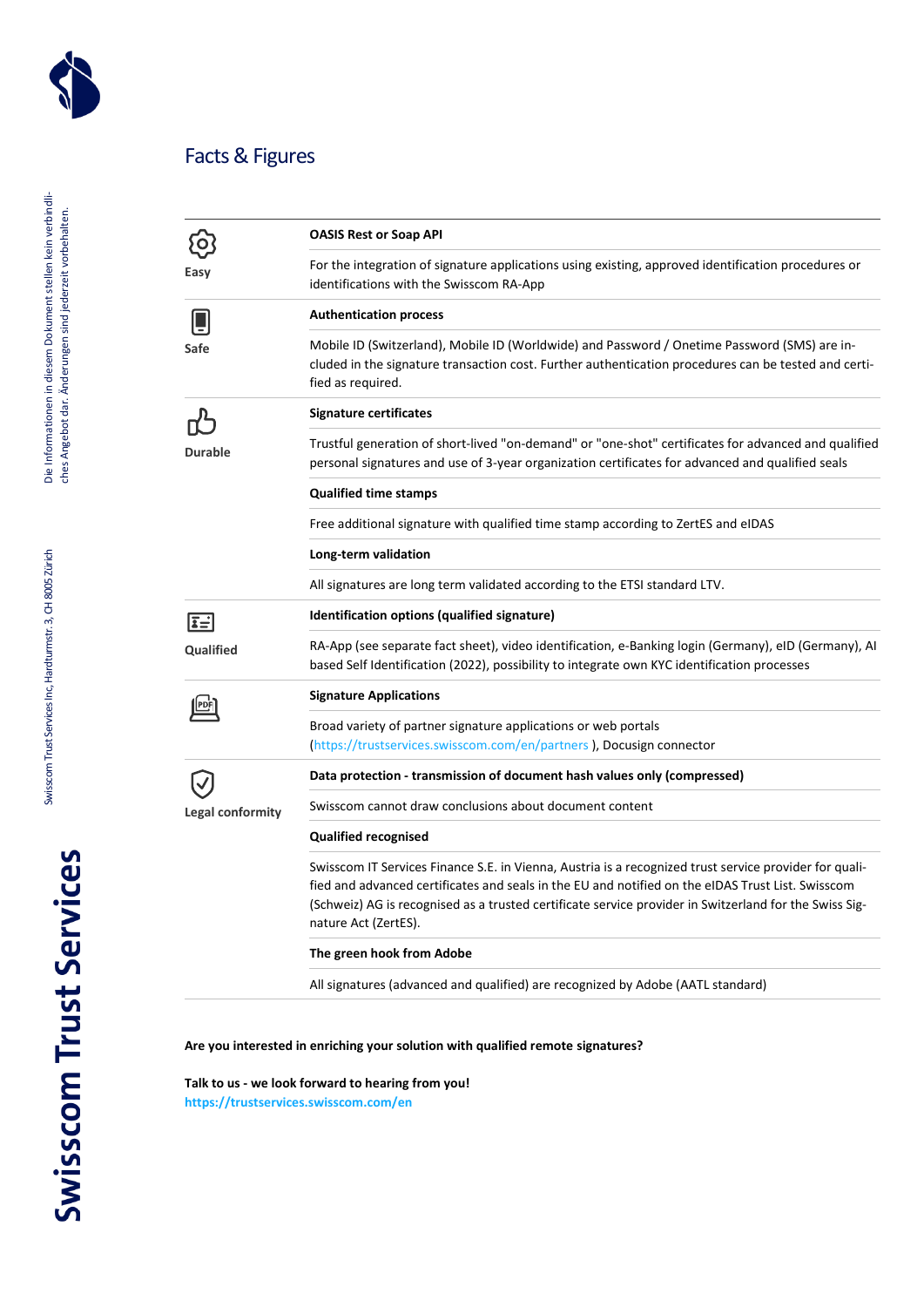## Facts & Figures

| | | |
|---|---|---|
| Easy | **OASIS Rest or Soap API** | For the integration of signature applications using existing, approved identification procedures or identifications with the Swisscom RA-App |
| Safe | **Authentication process** | Mobile ID (Switzerland), Mobile ID (Worldwide) and Password / Onetime Password (SMS) are included in the signature transaction cost. Further authentication procedures can be tested and certified as required. |
| Durable | **Signature certificates** | Trustful generation of short-lived "on-demand" or "one-shot" certificates for advanced and qualified personal signatures and use of 3-year organization certificates for advanced and qualified seals |
| | **Qualified time stamps** | Free additional signature with qualified time stamp according to ZertES and eIDAS |
| | **Long-term validation** | All signatures are long term validated according to the ETSI standard LTV. |
| Qualified | **Identification options (qualified signature)** | RA-App (see separate fact sheet), video identification, e-Banking login (Germany), eID (Germany), AI based Self Identification (2022), possibility to integrate own KYC identification processes |
| | **Signature Applications** | Broad variety of partner signature applications or web portals (https://trustservices.swisscom.com/en/partners ), Docusign connector |
| Legal conformity | **Data protection - transmission of document hash values only (compressed)** | Swisscom cannot draw conclusions about document content |
| | **Qualified recognised** | Swisscom IT Services Finance S.E. in Vienna, Austria is a recognized trust service provider for qualified and advanced certificates and seals in the EU and notified on the eIDAS Trust List. Swisscom (Schweiz) AG is recognised as a trusted certificate service provider in Switzerland for the Swiss Signature Act (ZertES). |
| | **The green hook from Adobe** | All signatures (advanced and qualified) are recognized by Adobe (AATL standard) |

**Are you interested in enriching your solution with qualified remote signatures?**

**Talk to us - we look forward to hearing from you!**
**https://trustservices.swisscom.com/en**

Die Informationen in diesem Dokument stellen kein verbindliches Angebot dar. Änderungen sind jederzeit vorbehalten.

Swisscom Trust Services Inc, Hardturmstr. 3, CH 8005 Zürich

**Swisscom Trust Services**